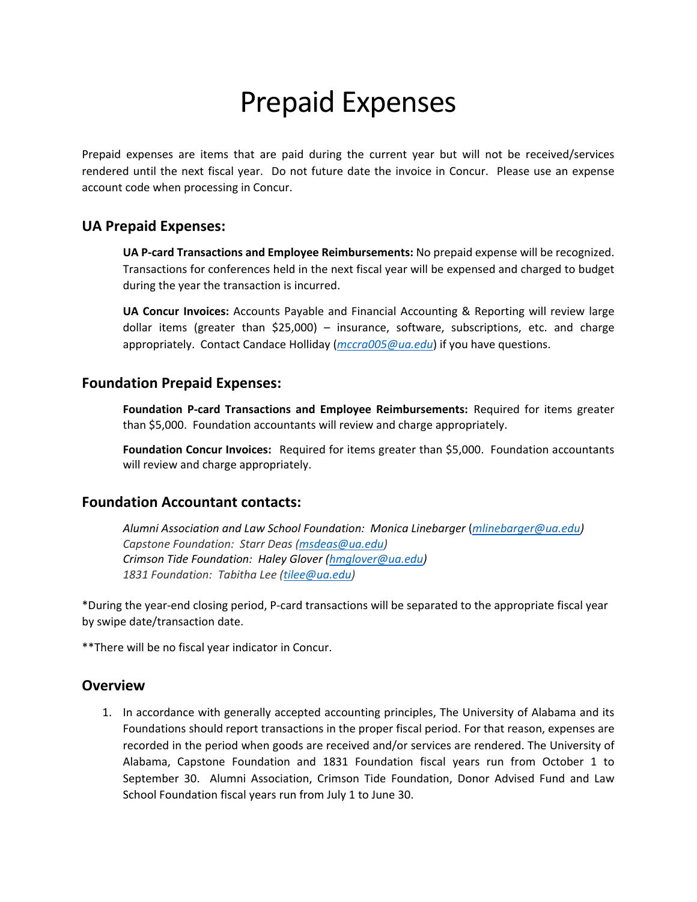# Prepaid Expenses

Prepaid expenses are items that are paid during the current year but will not be received/services rendered until the next fiscal year. Do not future date the invoice in Concur. Please use an expense account code when processing in Concur.

## UA Prepaid Expenses:

**UA P-card Transactions and Employee Reimbursements:** No prepaid expense will be recognized. Transactions for conferences held in the next fiscal year will be expensed and charged to budget during the year the transaction is incurred.

**UA Concur Invoices:** Accounts Payable and Financial Accounting & Reporting will review large dollar items (greater than $25,000) – insurance, software, subscriptions, etc. and charge appropriately. Contact Candace Holliday (*mccra005@ua.edu*) if you have questions.

## Foundation Prepaid Expenses:

**Foundation P-card Transactions and Employee Reimbursements:** Required for items greater than $5,000. Foundation accountants will review and charge appropriately.

**Foundation Concur Invoices:** Required for items greater than $5,000. Foundation accountants will review and charge appropriately.

## Foundation Accountant contacts:

*Alumni Association and Law School Foundation: Monica Linebarger (mlinebarger@ua.edu)*
*Capstone Foundation: Starr Deas (msdeas@ua.edu)*
*Crimson Tide Foundation: Haley Glover (hmglover@ua.edu)*
*1831 Foundation: Tabitha Lee (tilee@ua.edu)*

*During the year-end closing period, P-card transactions will be separated to the appropriate fiscal year by swipe date/transaction date.

**There will be no fiscal year indicator in Concur.

## Overview

1. In accordance with generally accepted accounting principles, The University of Alabama and its Foundations should report transactions in the proper fiscal period. For that reason, expenses are recorded in the period when goods are received and/or services are rendered. The University of Alabama, Capstone Foundation and 1831 Foundation fiscal years run from October 1 to September 30. Alumni Association, Crimson Tide Foundation, Donor Advised Fund and Law School Foundation fiscal years run from July 1 to June 30.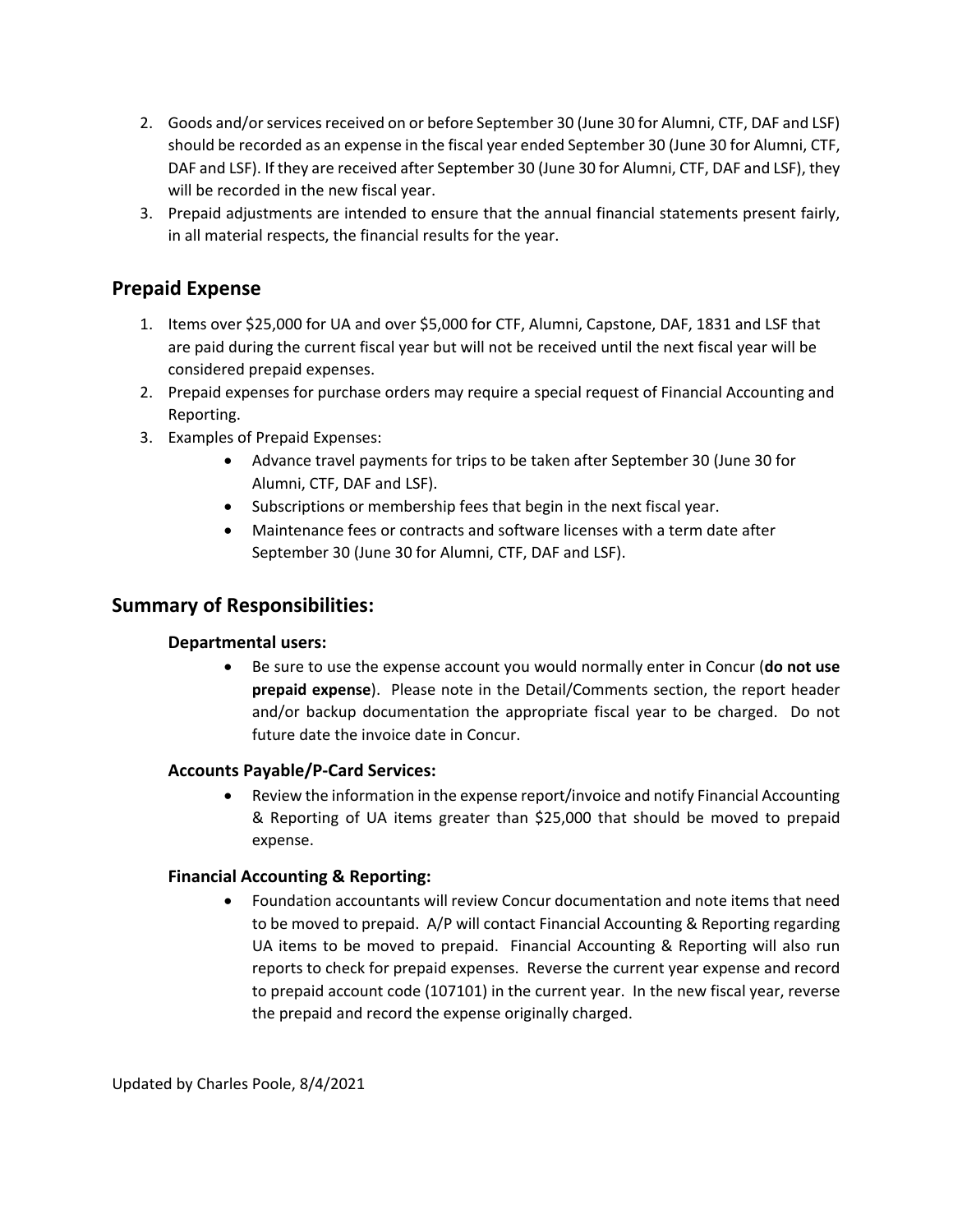2. Goods and/or services received on or before September 30 (June 30 for Alumni, CTF, DAF and LSF) should be recorded as an expense in the fiscal year ended September 30 (June 30 for Alumni, CTF, DAF and LSF). If they are received after September 30 (June 30 for Alumni, CTF, DAF and LSF), they will be recorded in the new fiscal year.
3. Prepaid adjustments are intended to ensure that the annual financial statements present fairly, in all material respects, the financial results for the year.

## Prepaid Expense

1. Items over $25,000 for UA and over $5,000 for CTF, Alumni, Capstone, DAF, 1831 and LSF that are paid during the current fiscal year but will not be received until the next fiscal year will be considered prepaid expenses.
2. Prepaid expenses for purchase orders may require a special request of Financial Accounting and Reporting.
3. Examples of Prepaid Expenses:
    - Advance travel payments for trips to be taken after September 30 (June 30 for Alumni, CTF, DAF and LSF).
    - Subscriptions or membership fees that begin in the next fiscal year.
    - Maintenance fees or contracts and software licenses with a term date after September 30 (June 30 for Alumni, CTF, DAF and LSF).

## Summary of Responsibilities:

### Departmental users:

- Be sure to use the expense account you would normally enter in Concur (**do not use prepaid expense**). Please note in the Detail/Comments section, the report header and/or backup documentation the appropriate fiscal year to be charged. Do not future date the invoice date in Concur.

### Accounts Payable/P-Card Services:

- Review the information in the expense report/invoice and notify Financial Accounting & Reporting of UA items greater than $25,000 that should be moved to prepaid expense.

### Financial Accounting & Reporting:

- Foundation accountants will review Concur documentation and note items that need to be moved to prepaid. A/P will contact Financial Accounting & Reporting regarding UA items to be moved to prepaid. Financial Accounting & Reporting will also run reports to check for prepaid expenses. Reverse the current year expense and record to prepaid account code (107101) in the current year. In the new fiscal year, reverse the prepaid and record the expense originally charged.

Updated by Charles Poole, 8/4/2021